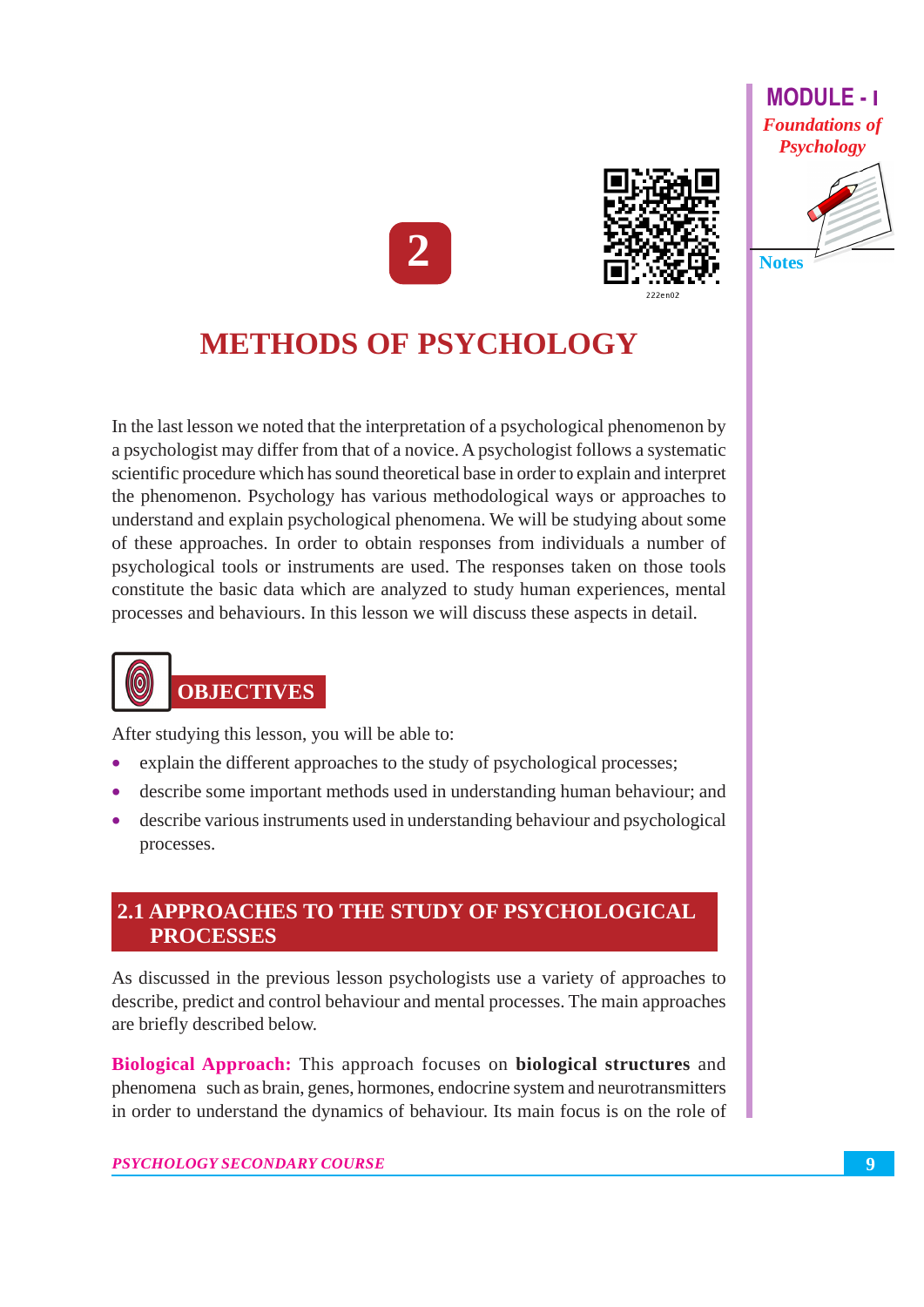# 2

# METHODS OF PSYCHOLOGY

In the last lesson we noted that the interpretation of a psychological phenomenon by a psychologist may differ from that of a novice. A psychologist follows a systematic scientific procedure which has sound theoretical base in order to explain and interpret the phenomenon. Psychology has various methodological ways or approaches to understand and explain psychological phenomena. We will be studying about some of these approaches. In order to obtain responses from individuals a number of psychological tools or instruments are used. The responses taken on those tools constitute the basic data which are analyzed to study human experiences, mental processes and behaviours. In this lesson we will discuss these aspects in detail.

## OBJECTIVES

After studying this lesson, you will be able to:

- explain the different approaches to the study of psychological processes;
- describe some important methods used in understanding human behaviour; and
- describe various instruments used in understanding behaviour and psychological processes.

## 2.1 APPROACHES TO THE STUDY OF PSYCHOLOGICAL PROCESSES

As discussed in the previous lesson psychologists use a variety of approaches to describe, predict and control behaviour and mental processes. The main approaches are briefly described below.

**Biological Approach:** This approach focuses on **biological structures** and phenomena such as brain, genes, hormones, endocrine system and neurotransmitters in order to understand the dynamics of behaviour. Its main focus is on the role of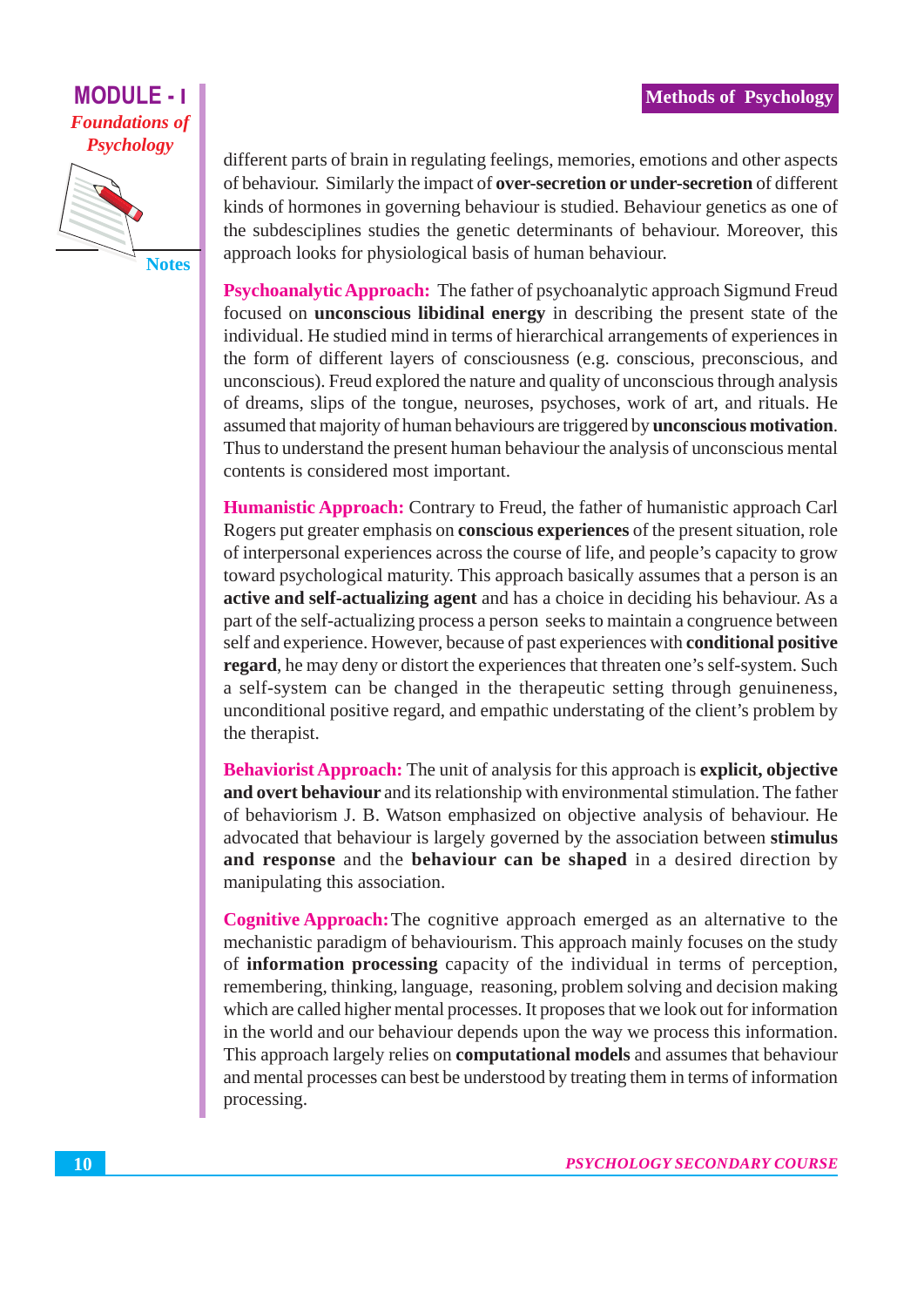different parts of brain in regulating feelings, memories, emotions and other aspects of behaviour. Similarly the impact of **over-secretion or under-secretion** of different kinds of hormones in governing behaviour is studied. Behaviour genetics as one of the subdesciplines studies the genetic determinants of behaviour. Moreover, this approach looks for physiological basis of human behaviour.

**Psychoanalytic Approach:** The father of psychoanalytic approach Sigmund Freud focused on **unconscious libidinal energy** in describing the present state of the individual. He studied mind in terms of hierarchical arrangements of experiences in the form of different layers of consciousness (e.g. conscious, preconscious, and unconscious). Freud explored the nature and quality of unconscious through analysis of dreams, slips of the tongue, neuroses, psychoses, work of art, and rituals. He assumed that majority of human behaviours are triggered by **unconscious motivation**. Thus to understand the present human behaviour the analysis of unconscious mental contents is considered most important.

**Humanistic Approach:** Contrary to Freud, the father of humanistic approach Carl Rogers put greater emphasis on **conscious experiences** of the present situation, role of interpersonal experiences across the course of life, and people's capacity to grow toward psychological maturity. This approach basically assumes that a person is an **active and self-actualizing agent** and has a choice in deciding his behaviour. As a part of the self-actualizing process a person seeks to maintain a congruence between self and experience. However, because of past experiences with **conditional positive regard**, he may deny or distort the experiences that threaten one's self-system. Such a self-system can be changed in the therapeutic setting through genuineness, unconditional positive regard, and empathic understating of the client's problem by the therapist.

**Behaviorist Approach:** The unit of analysis for this approach is **explicit, objective and overt behaviour** and its relationship with environmental stimulation. The father of behaviorism J. B. Watson emphasized on objective analysis of behaviour. He advocated that behaviour is largely governed by the association between **stimulus and response** and the **behaviour can be shaped** in a desired direction by manipulating this association.

**Cognitive Approach:** The cognitive approach emerged as an alternative to the mechanistic paradigm of behaviourism. This approach mainly focuses on the study of **information processing** capacity of the individual in terms of perception, remembering, thinking, language, reasoning, problem solving and decision making which are called higher mental processes. It proposes that we look out for information in the world and our behaviour depends upon the way we process this information. This approach largely relies on **computational models** and assumes that behaviour and mental processes can best be understood by treating them in terms of information processing.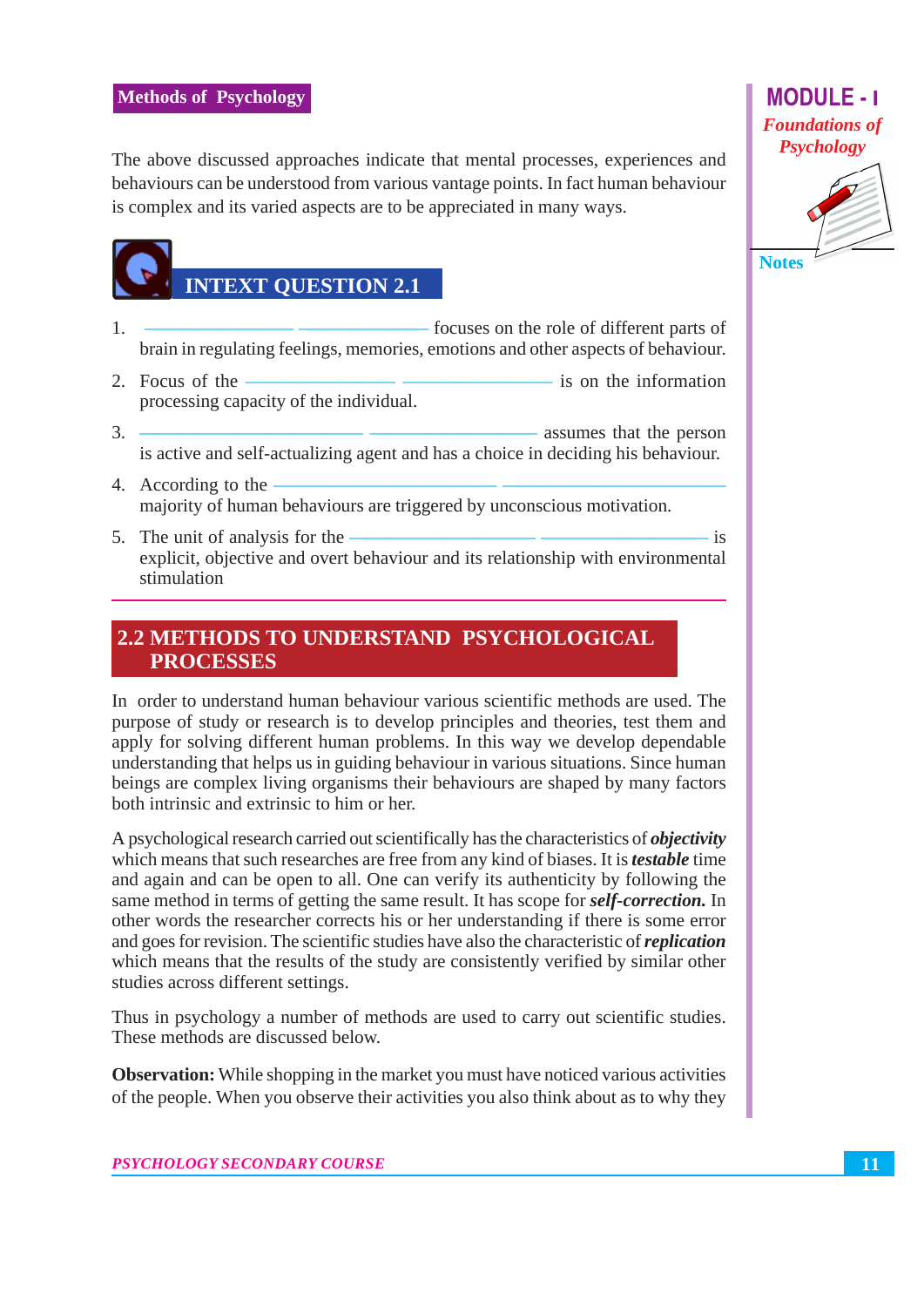The above discussed approaches indicate that mental processes, experiences and behaviours can be understood from various vantage points. In fact human behaviour is complex and its varied aspects are to be appreciated in many ways.

## INTEXT QUESTION 2.1

1. ______________ ______________ focuses on the role of different parts of brain in regulating feelings, memories, emotions and other aspects of behaviour.
2. Focus of the ______________ ______________ is on the information processing capacity of the individual.
3. ______________ ______________ assumes that the person is active and self-actualizing agent and has a choice in deciding his behaviour.
4. According to the ______________ ______________ majority of human behaviours are triggered by unconscious motivation.
5. The unit of analysis for the ______________ ______________ is explicit, objective and overt behaviour and its relationship with environmental stimulation

## 2.2 METHODS TO UNDERSTAND PSYCHOLOGICAL PROCESSES

In order to understand human behaviour various scientific methods are used. The purpose of study or research is to develop principles and theories, test them and apply for solving different human problems. In this way we develop dependable understanding that helps us in guiding behaviour in various situations. Since human beings are complex living organisms their behaviours are shaped by many factors both intrinsic and extrinsic to him or her.

A psychological research carried out scientifically has the characteristics of ***objectivity*** which means that such researches are free from any kind of biases. It is ***testable*** time and again and can be open to all. One can verify its authenticity by following the same method in terms of getting the same result. It has scope for ***self-correction.*** In other words the researcher corrects his or her understanding if there is some error and goes for revision. The scientific studies have also the characteristic of ***replication*** which means that the results of the study are consistently verified by similar other studies across different settings.

Thus in psychology a number of methods are used to carry out scientific studies. These methods are discussed below.

**Observation:** While shopping in the market you must have noticed various activities of the people. When you observe their activities you also think about as to why they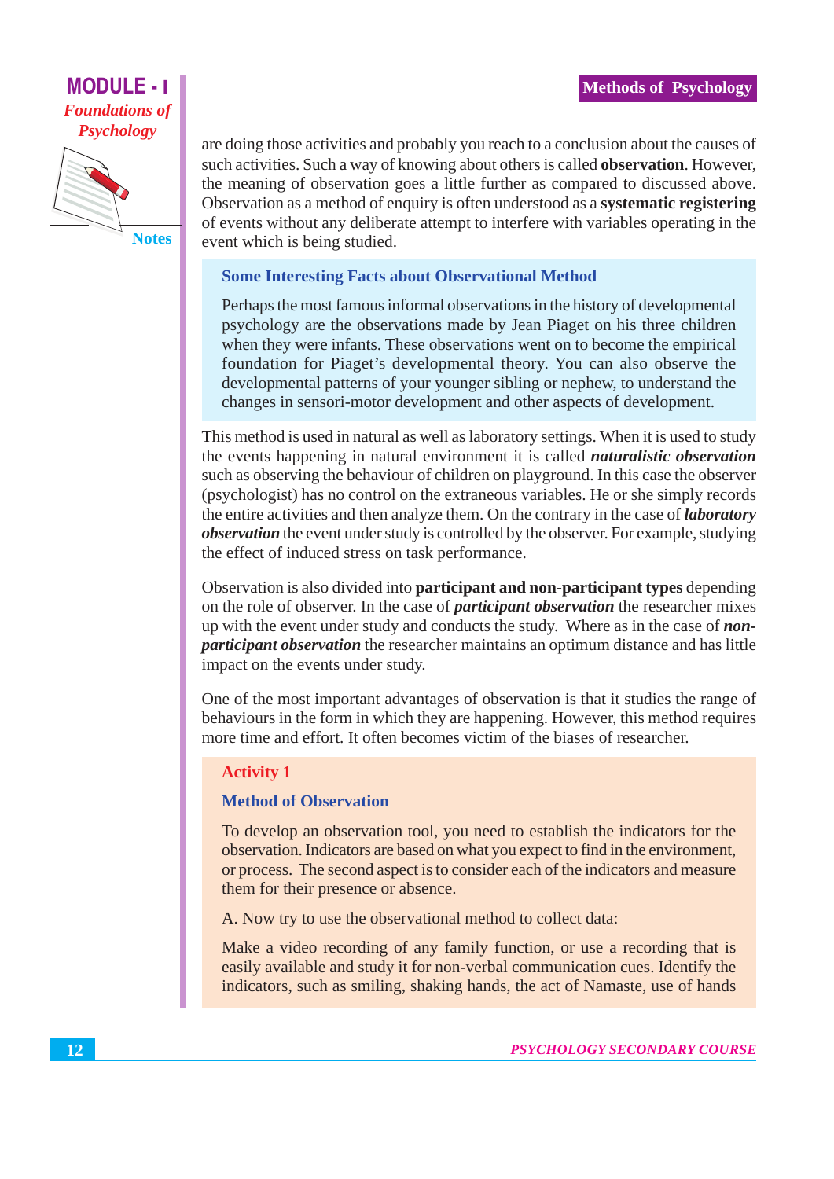are doing those activities and probably you reach to a conclusion about the causes of such activities. Such a way of knowing about others is called **observation**. However, the meaning of observation goes a little further as compared to discussed above. Observation as a method of enquiry is often understood as a **systematic registering** of events without any deliberate attempt to interfere with variables operating in the event which is being studied.

### Some Interesting Facts about Observational Method

Perhaps the most famous informal observations in the history of developmental psychology are the observations made by Jean Piaget on his three children when they were infants. These observations went on to become the empirical foundation for Piaget's developmental theory. You can also observe the developmental patterns of your younger sibling or nephew, to understand the changes in sensori-motor development and other aspects of development.

This method is used in natural as well as laboratory settings. When it is used to study the events happening in natural environment it is called ***naturalistic observation*** such as observing the behaviour of children on playground. In this case the observer (psychologist) has no control on the extraneous variables. He or she simply records the entire activities and then analyze them. On the contrary in the case of ***laboratory observation*** the event under study is controlled by the observer. For example, studying the effect of induced stress on task performance.

Observation is also divided into **participant and non-participant types** depending on the role of observer. In the case of ***participant observation*** the researcher mixes up with the event under study and conducts the study. Where as in the case of ***non-participant observation*** the researcher maintains an optimum distance and has little impact on the events under study.

One of the most important advantages of observation is that it studies the range of behaviours in the form in which they are happening. However, this method requires more time and effort. It often becomes victim of the biases of researcher.

### Activity 1

#### Method of Observation

To develop an observation tool, you need to establish the indicators for the observation. Indicators are based on what you expect to find in the environment, or process. The second aspect is to consider each of the indicators and measure them for their presence or absence.

A. Now try to use the observational method to collect data:

Make a video recording of any family function, or use a recording that is easily available and study it for non-verbal communication cues. Identify the indicators, such as smiling, shaking hands, the act of Namaste, use of hands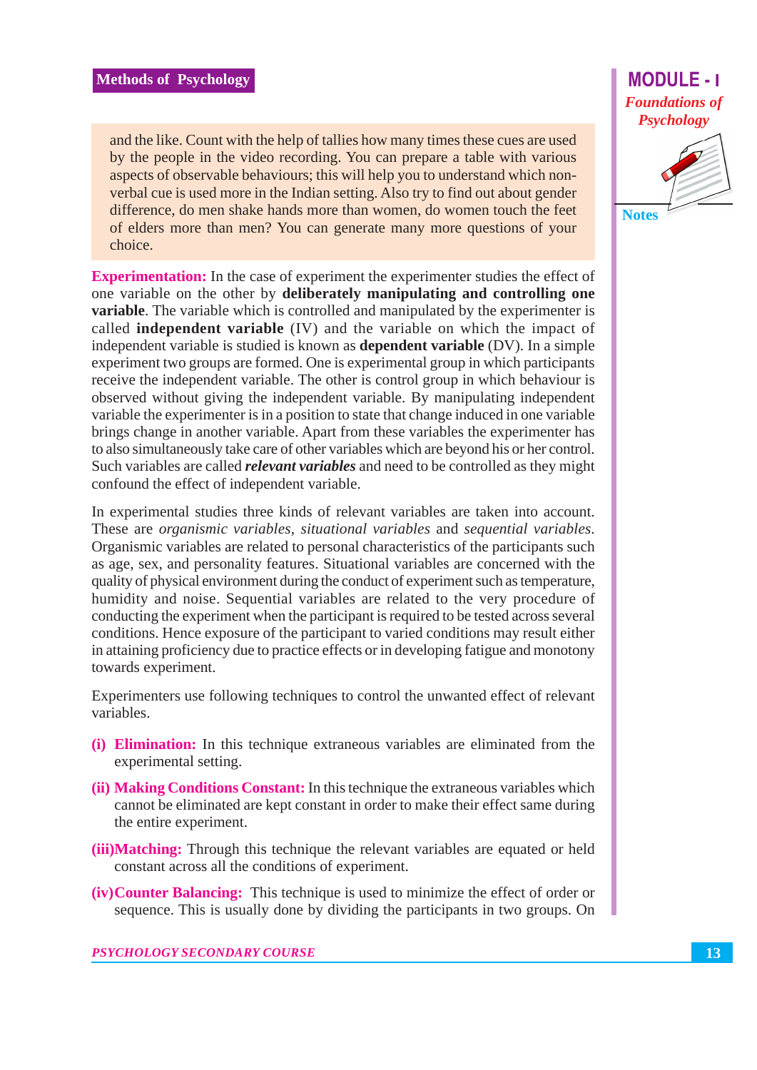and the like. Count with the help of tallies how many times these cues are used by the people in the video recording. You can prepare a table with various aspects of observable behaviours; this will help you to understand which non-verbal cue is used more in the Indian setting. Also try to find out about gender difference, do men shake hands more than women, do women touch the feet of elders more than men? You can generate many more questions of your choice.

**Experimentation:** In the case of experiment the experimenter studies the effect of one variable on the other by **deliberately manipulating and controlling one variable**. The variable which is controlled and manipulated by the experimenter is called **independent variable** (IV) and the variable on which the impact of independent variable is studied is known as **dependent variable** (DV). In a simple experiment two groups are formed. One is experimental group in which participants receive the independent variable. The other is control group in which behaviour is observed without giving the independent variable. By manipulating independent variable the experimenter is in a position to state that change induced in one variable brings change in another variable. Apart from these variables the experimenter has to also simultaneously take care of other variables which are beyond his or her control. Such variables are called ***relevant variables*** and need to be controlled as they might confound the effect of independent variable.

In experimental studies three kinds of relevant variables are taken into account. These are *organismic variables*, *situational variables* and *sequential variables*. Organismic variables are related to personal characteristics of the participants such as age, sex, and personality features. Situational variables are concerned with the quality of physical environment during the conduct of experiment such as temperature, humidity and noise. Sequential variables are related to the very procedure of conducting the experiment when the participant is required to be tested across several conditions. Hence exposure of the participant to varied conditions may result either in attaining proficiency due to practice effects or in developing fatigue and monotony towards experiment.

Experimenters use following techniques to control the unwanted effect of relevant variables.

(i) **Elimination:** In this technique extraneous variables are eliminated from the experimental setting.

(ii) **Making Conditions Constant:** In this technique the extraneous variables which cannot be eliminated are kept constant in order to make their effect same during the entire experiment.

(iii) **Matching:** Through this technique the relevant variables are equated or held constant across all the conditions of experiment.

(iv) **Counter Balancing:** This technique is used to minimize the effect of order or sequence. This is usually done by dividing the participants in two groups. On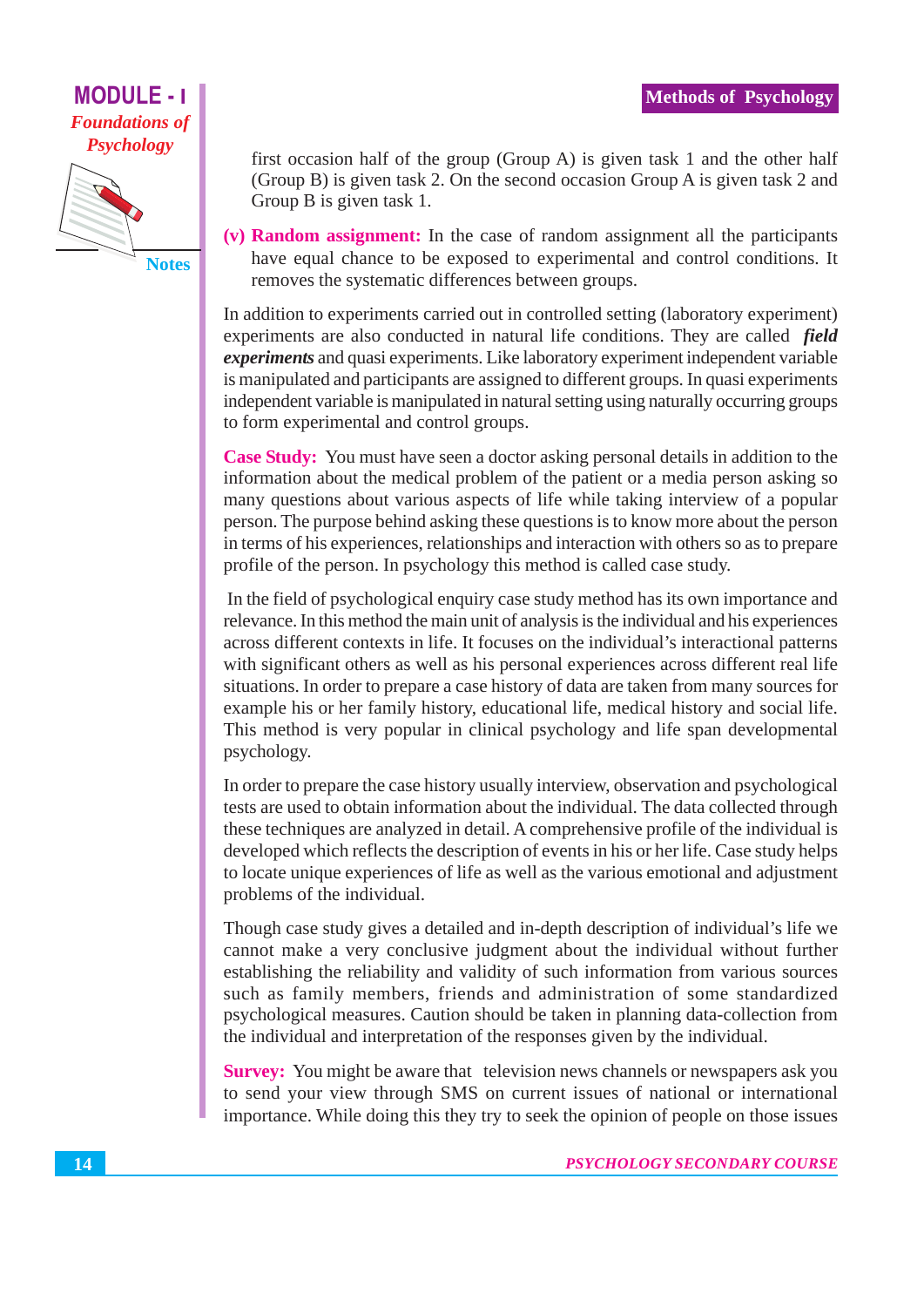first occasion half of the group (Group A) is given task 1 and the other half (Group B) is given task 2. On the second occasion Group A is given task 2 and Group B is given task 1.

(v) **Random assignment:** In the case of random assignment all the participants have equal chance to be exposed to experimental and control conditions. It removes the systematic differences between groups.

In addition to experiments carried out in controlled setting (laboratory experiment) experiments are also conducted in natural life conditions. They are called ***field experiments*** and quasi experiments. Like laboratory experiment independent variable is manipulated and participants are assigned to different groups. In quasi experiments independent variable is manipulated in natural setting using naturally occurring groups to form experimental and control groups.

**Case Study:** You must have seen a doctor asking personal details in addition to the information about the medical problem of the patient or a media person asking so many questions about various aspects of life while taking interview of a popular person. The purpose behind asking these questions is to know more about the person in terms of his experiences, relationships and interaction with others so as to prepare profile of the person. In psychology this method is called case study.

In the field of psychological enquiry case study method has its own importance and relevance. In this method the main unit of analysis is the individual and his experiences across different contexts in life. It focuses on the individual's interactional patterns with significant others as well as his personal experiences across different real life situations. In order to prepare a case history of data are taken from many sources for example his or her family history, educational life, medical history and social life. This method is very popular in clinical psychology and life span developmental psychology.

In order to prepare the case history usually interview, observation and psychological tests are used to obtain information about the individual. The data collected through these techniques are analyzed in detail. A comprehensive profile of the individual is developed which reflects the description of events in his or her life. Case study helps to locate unique experiences of life as well as the various emotional and adjustment problems of the individual.

Though case study gives a detailed and in-depth description of individual's life we cannot make a very conclusive judgment about the individual without further establishing the reliability and validity of such information from various sources such as family members, friends and administration of some standardized psychological measures. Caution should be taken in planning data-collection from the individual and interpretation of the responses given by the individual.

**Survey:** You might be aware that television news channels or newspapers ask you to send your view through SMS on current issues of national or international importance. While doing this they try to seek the opinion of people on those issues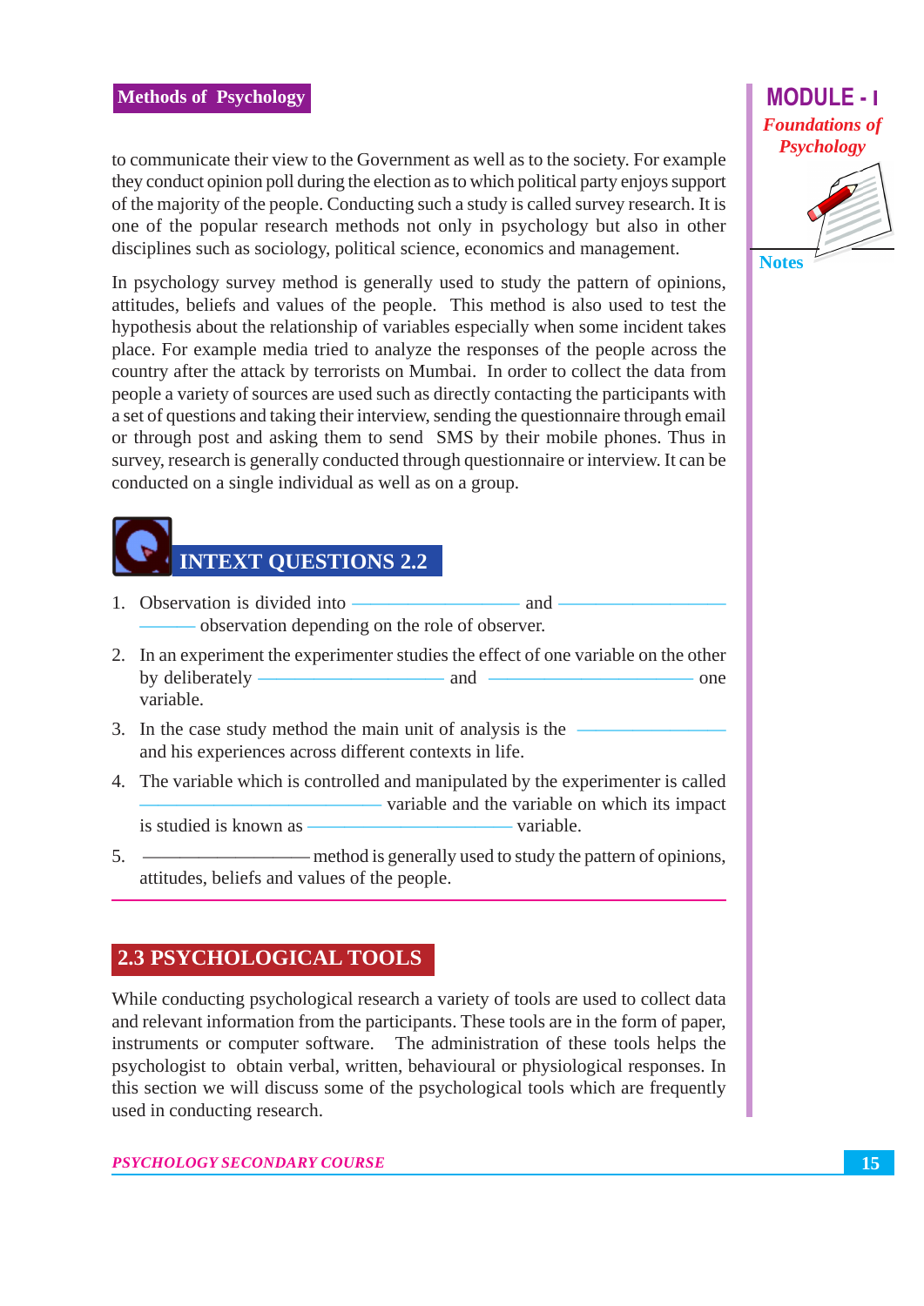to communicate their view to the Government as well as to the society. For example they conduct opinion poll during the election as to which political party enjoys support of the majority of the people. Conducting such a study is called survey research. It is one of the popular research methods not only in psychology but also in other disciplines such as sociology, political science, economics and management.

In psychology survey method is generally used to study the pattern of opinions, attitudes, beliefs and values of the people. This method is also used to test the hypothesis about the relationship of variables especially when some incident takes place. For example media tried to analyze the responses of the people across the country after the attack by terrorists on Mumbai. In order to collect the data from people a variety of sources are used such as directly contacting the participants with a set of questions and taking their interview, sending the questionnaire through email or through post and asking them to send SMS by their mobile phones. Thus in survey, research is generally conducted through questionnaire or interview. It can be conducted on a single individual as well as on a group.

## INTEXT QUESTIONS 2.2

1. Observation is divided into ______________ and ______________ ______ observation depending on the role of observer.
2. In an experiment the experimenter studies the effect of one variable on the other by deliberately ______________ and ______________ one variable.
3. In the case study method the main unit of analysis is the ______________ and his experiences across different contexts in life.
4. The variable which is controlled and manipulated by the experimenter is called ______________ variable and the variable on which its impact is studied is known as ______________ variable.
5. ______________ method is generally used to study the pattern of opinions, attitudes, beliefs and values of the people.

## 2.3 PSYCHOLOGICAL TOOLS

While conducting psychological research a variety of tools are used to collect data and relevant information from the participants. These tools are in the form of paper, instruments or computer software. The administration of these tools helps the psychologist to obtain verbal, written, behavioural or physiological responses. In this section we will discuss some of the psychological tools which are frequently used in conducting research.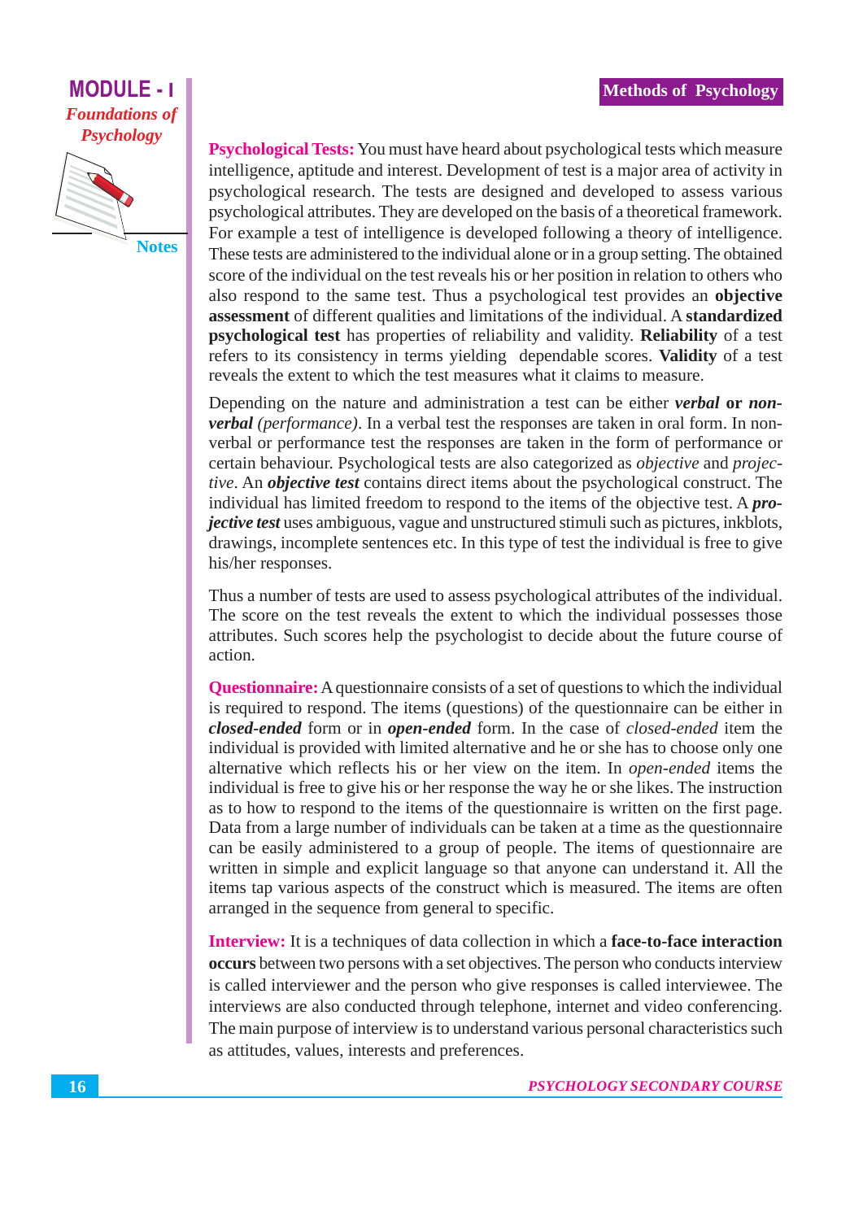**Psychological Tests:** You must have heard about psychological tests which measure intelligence, aptitude and interest. Development of test is a major area of activity in psychological research. The tests are designed and developed to assess various psychological attributes. They are developed on the basis of a theoretical framework. For example a test of intelligence is developed following a theory of intelligence. These tests are administered to the individual alone or in a group setting. The obtained score of the individual on the test reveals his or her position in relation to others who also respond to the same test. Thus a psychological test provides an **objective assessment** of different qualities and limitations of the individual. A **standardized psychological test** has properties of reliability and validity. **Reliability** of a test refers to its consistency in terms yielding dependable scores. **Validity** of a test reveals the extent to which the test measures what it claims to measure.

Depending on the nature and administration a test can be either ***verbal*** **or** ***non-verbal*** *(performance)*. In a verbal test the responses are taken in oral form. In non-verbal or performance test the responses are taken in the form of performance or certain behaviour. Psychological tests are also categorized as *objective* and *projective*. An ***objective test*** contains direct items about the psychological construct. The individual has limited freedom to respond to the items of the objective test. A ***projective test*** uses ambiguous, vague and unstructured stimuli such as pictures, inkblots, drawings, incomplete sentences etc. In this type of test the individual is free to give his/her responses.

Thus a number of tests are used to assess psychological attributes of the individual. The score on the test reveals the extent to which the individual possesses those attributes. Such scores help the psychologist to decide about the future course of action.

**Questionnaire:** A questionnaire consists of a set of questions to which the individual is required to respond. The items (questions) of the questionnaire can be either in ***closed-ended*** form or in ***open-ended*** form. In the case of *closed-ended* item the individual is provided with limited alternative and he or she has to choose only one alternative which reflects his or her view on the item. In *open-ended* items the individual is free to give his or her response the way he or she likes. The instruction as to how to respond to the items of the questionnaire is written on the first page. Data from a large number of individuals can be taken at a time as the questionnaire can be easily administered to a group of people. The items of questionnaire are written in simple and explicit language so that anyone can understand it. All the items tap various aspects of the construct which is measured. The items are often arranged in the sequence from general to specific.

**Interview:** It is a techniques of data collection in which a **face-to-face interaction occurs** between two persons with a set objectives. The person who conducts interview is called interviewer and the person who give responses is called interviewee. The interviews are also conducted through telephone, internet and video conferencing. The main purpose of interview is to understand various personal characteristics such as attitudes, values, interests and preferences.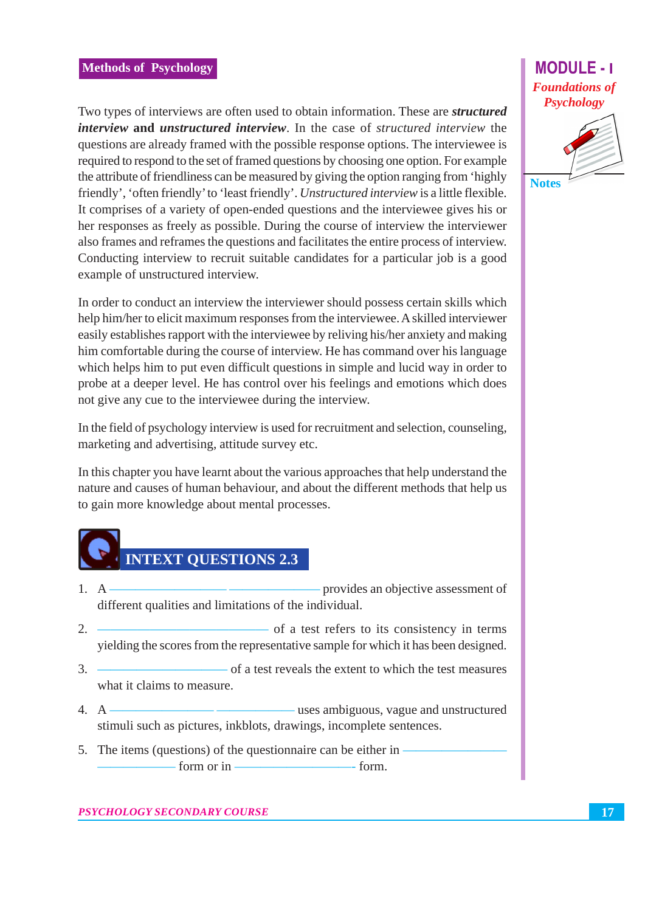Two types of interviews are often used to obtain information. These are ***structured interview*** **and** ***unstructured interview***. In the case of *structured interview* the questions are already framed with the possible response options. The interviewee is required to respond to the set of framed questions by choosing one option. For example the attribute of friendliness can be measured by giving the option ranging from 'highly friendly', 'often friendly' to 'least friendly'. *Unstructured interview* is a little flexible. It comprises of a variety of open-ended questions and the interviewee gives his or her responses as freely as possible. During the course of interview the interviewer also frames and reframes the questions and facilitates the entire process of interview. Conducting interview to recruit suitable candidates for a particular job is a good example of unstructured interview.

In order to conduct an interview the interviewer should possess certain skills which help him/her to elicit maximum responses from the interviewee. A skilled interviewer easily establishes rapport with the interviewee by reliving his/her anxiety and making him comfortable during the course of interview. He has command over his language which helps him to put even difficult questions in simple and lucid way in order to probe at a deeper level. He has control over his feelings and emotions which does not give any cue to the interviewee during the interview.

In the field of psychology interview is used for recruitment and selection, counseling, marketing and advertising, attitude survey etc.

In this chapter you have learnt about the various approaches that help understand the nature and causes of human behaviour, and about the different methods that help us to gain more knowledge about mental processes.

## INTEXT QUESTIONS 2.3

1. A ____________ ____________ provides an objective assessment of different qualities and limitations of the individual.
2. ____________ of a test refers to its consistency in terms yielding the scores from the representative sample for which it has been designed.
3. ____________ of a test reveals the extent to which the test measures what it claims to measure.
4. A ____________ ____________ uses ambiguous, vague and unstructured stimuli such as pictures, inkblots, drawings, incomplete sentences.
5. The items (questions) of the questionnaire can be either in ____________ form or in ____________ form.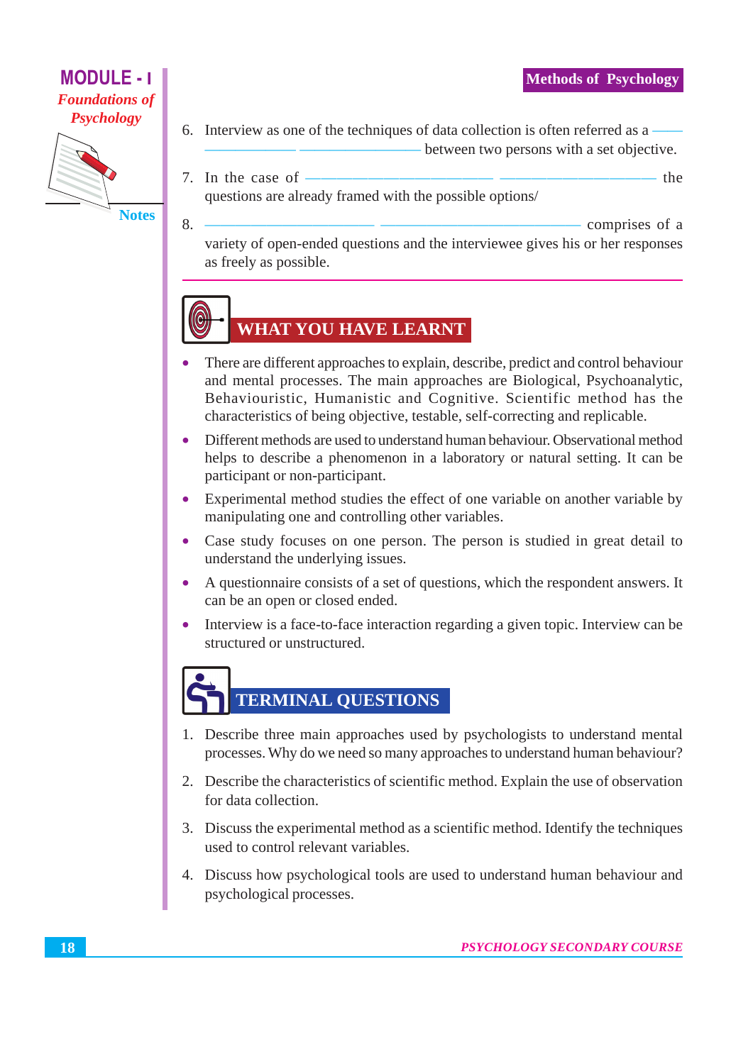6. Interview as one of the techniques of data collection is often referred as a ——— ——————— ———————— between two persons with a set objective.

7. In the case of ———————————— —————————— the questions are already framed with the possible options/

8. ——————————— ————————————— comprises of a variety of open-ended questions and the interviewee gives his or her responses as freely as possible.

## WHAT YOU HAVE LEARNT

- There are different approaches to explain, describe, predict and control behaviour and mental processes. The main approaches are Biological, Psychoanalytic, Behaviouristic, Humanistic and Cognitive. Scientific method has the characteristics of being objective, testable, self-correcting and replicable.
- Different methods are used to understand human behaviour. Observational method helps to describe a phenomenon in a laboratory or natural setting. It can be participant or non-participant.
- Experimental method studies the effect of one variable on another variable by manipulating one and controlling other variables.
- Case study focuses on one person. The person is studied in great detail to understand the underlying issues.
- A questionnaire consists of a set of questions, which the respondent answers. It can be an open or closed ended.
- Interview is a face-to-face interaction regarding a given topic. Interview can be structured or unstructured.

## TERMINAL QUESTIONS

1. Describe three main approaches used by psychologists to understand mental processes. Why do we need so many approaches to understand human behaviour?
2. Describe the characteristics of scientific method. Explain the use of observation for data collection.
3. Discuss the experimental method as a scientific method. Identify the techniques used to control relevant variables.
4. Discuss how psychological tools are used to understand human behaviour and psychological processes.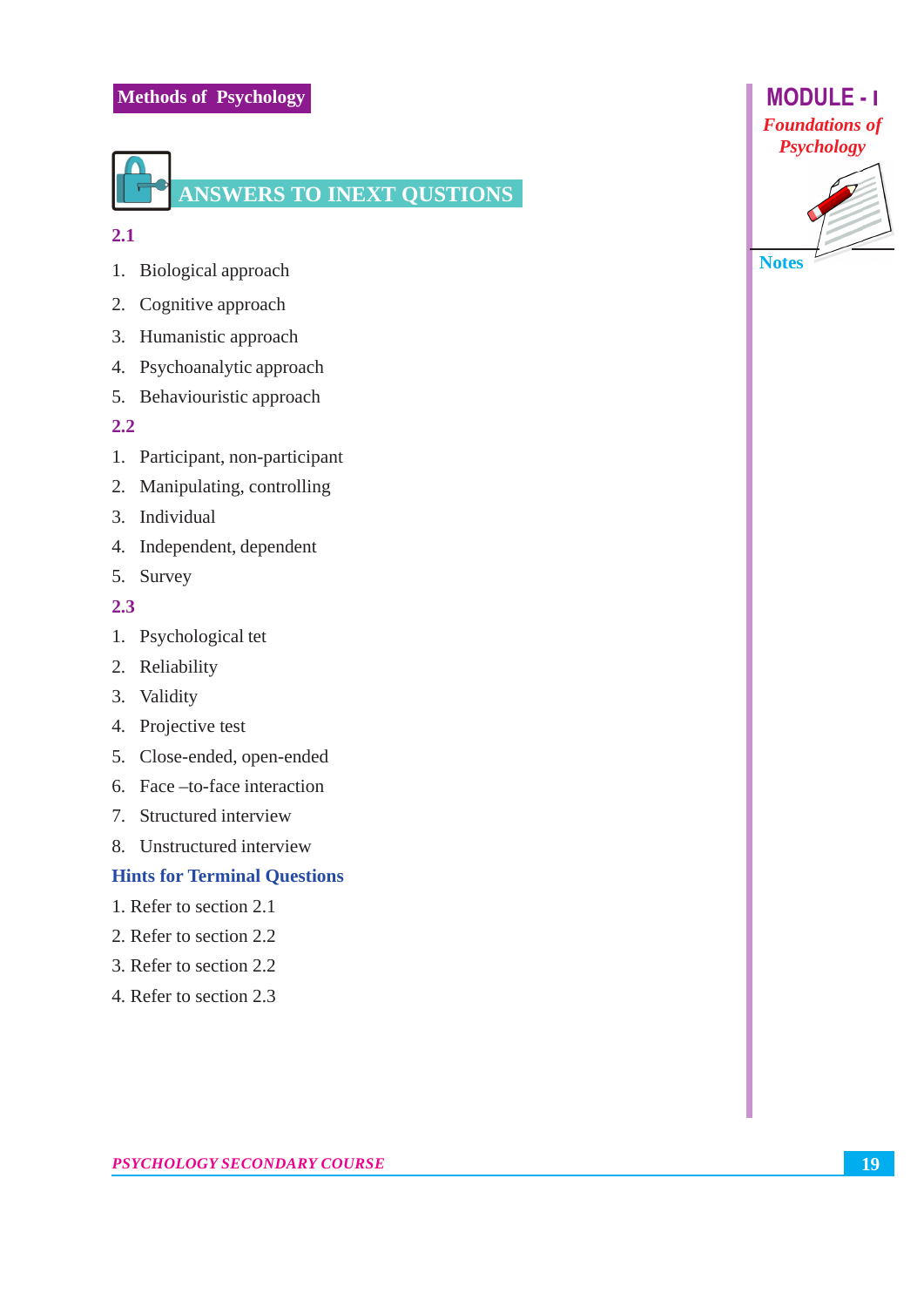## ANSWERS TO INEXT QUSTIONS

**2.1**

1. Biological approach
2. Cognitive approach
3. Humanistic approach
4. Psychoanalytic approach
5. Behaviouristic approach

**2.2**

1. Participant, non-participant
2. Manipulating, controlling
3. Individual
4. Independent, dependent
5. Survey

**2.3**

1. Psychological tet
2. Reliability
3. Validity
4. Projective test
5. Close-ended, open-ended
6. Face –to-face interaction
7. Structured interview
8. Unstructured interview

**Hints for Terminal Questions**

1. Refer to section 2.1
2. Refer to section 2.2
3. Refer to section 2.2
4. Refer to section 2.3